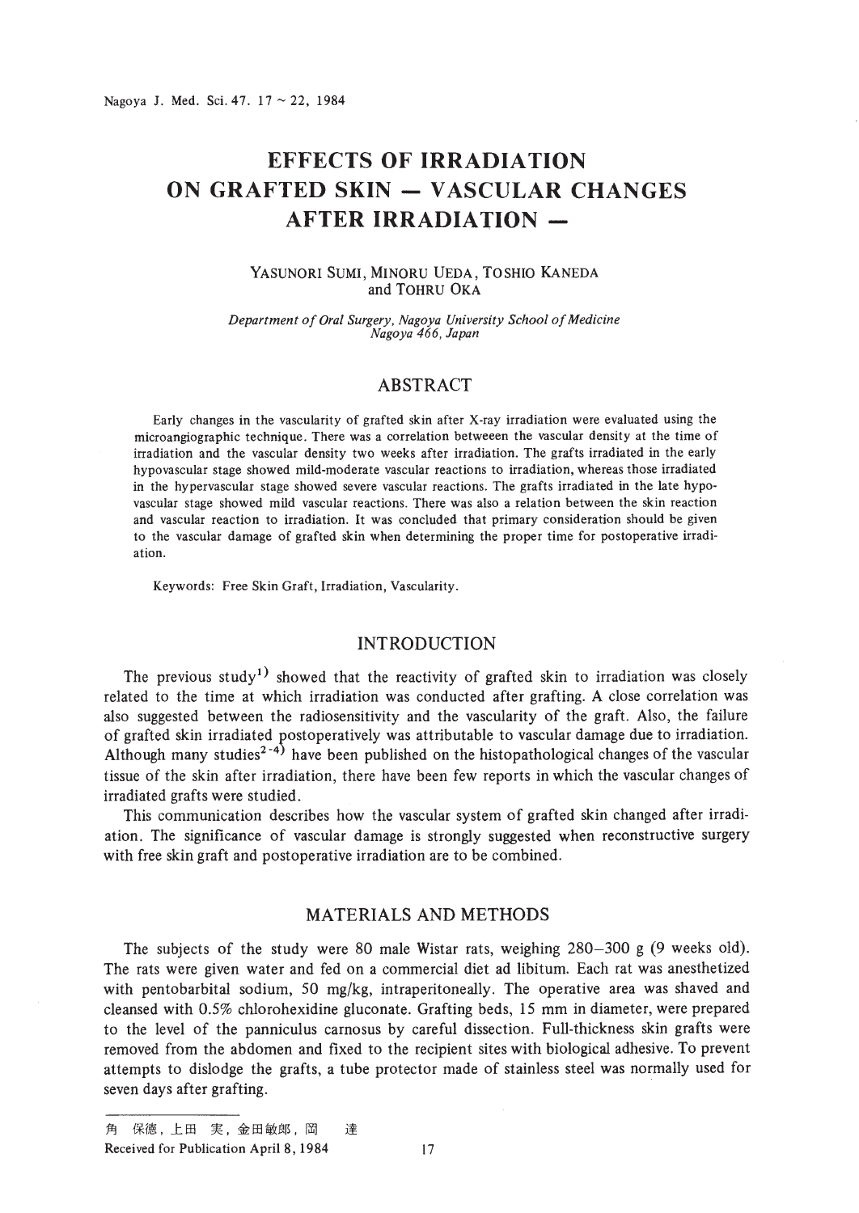# EFFECTS OF IRRADIATION ON GRAFTED SKIN — VASCULAR CHANGES AFTER IRRADIATION —

YASUNORI SUMI, MINORU UEDA, TOSHIO KANEDA and TOHRU OKA

*Department of Oral Surgery, Nagoya University School of Medicine Nagoya 466, Japan*

## ABSTRACT

Early changes in the vascularity of grafted skin after X-ray irradiation were evaluated using the microangiographic technique. There was a correlation betweeen the vascular density at the time of irradiation and the vascular density two weeks after irradiation. The grafts irradiated in the early hypovascular stage showed mild-moderate vascular reactions to irradiation, whereas those irradiated in the hypervascular stage showed severe vascular reactions. The grafts irradiated in the late hypovascular stage showed mild vascular reactions. There was also a relation between the skin reaction and vascular reaction to irradiation. It was concluded that primary consideration should be given to the vascular damage of grafted skin when determining the proper time for postoperative irradiation.

Keywords: Free Skin Graft, Irradiation, Vascularity.

## INTRODUCTION

The previous study[1] showed that the reactivity of grafted skin to irradiation was closely related to the time at which irradiation was conducted after grafting. A close correlation was also suggested between the radiosensitivity and the vascularity of the graft. Also, the failure of grafted skin irradiated postoperatively was attributable to vascular damage due to irradiation. Although many studies[2-4] have been published on the histopathological changes of the vascular tissue of the skin after irradiation, there have been few reports in which the vascular changes of irradiated grafts were studied.

This communication describes how the vascular system of grafted skin changed after irradiation. The significance of vascular damage is strongly suggested when reconstructive surgery with free skin graft and postoperative irradiation are to be combined.

## MATERIALS AND METHODS

The subjects of the study were 80 male Wistar rats, weighing 280–300 g (9 weeks old). The rats were given water and fed on a commercial diet ad libitum. Each rat was anesthetized with pentobarbital sodium, 50 mg/kg, intraperitoneally. The operative area was shaved and cleansed with 0.5% chlorohexidine gluconate. Grafting beds, 15 mm in diameter, were prepared to the level of the panniculus carnosus by careful dissection. Full-thickness skin grafts were removed from the abdomen and fixed to the recipient sites with biological adhesive. To prevent attempts to dislodge the grafts, a tube protector made of stainless steel was normally used for seven days after grafting.

角 保徳, 上田 実, 金田敏郎, 岡 達

Received for Publication April 8, 1984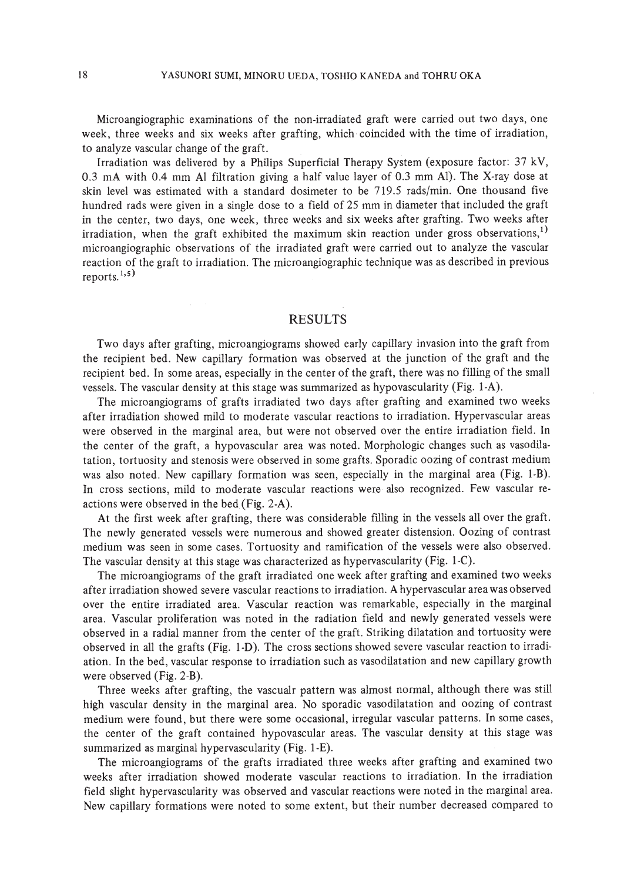Microangiographic examinations of the non-irradiated graft were carried out two days, one week, three weeks and six weeks after grafting, which coincided with the time of irradiation, to analyze vascular change of the graft.

Irradiation was delivered by a Philips Superficial Therapy System (exposure factor: 37 kV, 0.3 mA with 0.4 mm Al filtration giving a half value layer of 0.3 mm Al). The X-ray dose at skin level was estimated with a standard dosimeter to be 719.5 rads/min. One thousand five hundred rads were given in a single dose to a field of 25 mm in diameter that included the graft in the center, two days, one week, three weeks and six weeks after grafting. Two weeks after irradiation, when the graft exhibited the maximum skin reaction under gross observations,[1] microangiographic observations of the irradiated graft were carried out to analyze the vascular reaction of the graft to irradiation. The microangiographic technique was as described in previous reports.[1,5]

## RESULTS

Two days after grafting, microangiograms showed early capillary invasion into the graft from the recipient bed. New capillary formation was observed at the junction of the graft and the recipient bed. In some areas, especially in the center of the graft, there was no filling of the small vessels. The vascular density at this stage was summarized as hypovascularity (Fig. 1-A).

The microangiograms of grafts irradiated two days after grafting and examined two weeks after irradiation showed mild to moderate vascular reactions to irradiation. Hypervascular areas were observed in the marginal area, but were not observed over the entire irradiation field. In the center of the graft, a hypovascular area was noted. Morphologic changes such as vasodilatation, tortuosity and stenosis were observed in some grafts. Sporadic oozing of contrast medium was also noted. New capillary formation was seen, especially in the marginal area (Fig. 1-B). In cross sections, mild to moderate vascular reactions were also recognized. Few vascular reactions were observed in the bed (Fig. 2-A).

At the first week after grafting, there was considerable filling in the vessels all over the graft. The newly generated vessels were numerous and showed greater distension. Oozing of contrast medium was seen in some cases. Tortuosity and ramification of the vessels were also observed. The vascular density at this stage was characterized as hypervascularity (Fig. 1-C).

The microangiograms of the graft irradiated one week after grafting and examined two weeks after irradiation showed severe vascular reactions to irradiation. A hypervascular area was observed over the entire irradiated area. Vascular reaction was remarkable, especially in the marginal area. Vascular proliferation was noted in the radiation field and newly generated vessels were observed in a radial manner from the center of the graft. Striking dilatation and tortuosity were observed in all the grafts (Fig. 1-D). The cross sections showed severe vascular reaction to irradiation. In the bed, vascular response to irradiation such as vasodilatation and new capillary growth were observed (Fig. 2-B).

Three weeks after grafting, the vascualr pattern was almost normal, although there was still high vascular density in the marginal area. No sporadic vasodilatation and oozing of contrast medium were found, but there were some occasional, irregular vascular patterns. In some cases, the center of the graft contained hypovascular areas. The vascular density at this stage was summarized as marginal hypervascularity (Fig. 1-E).

The microangiograms of the grafts irradiated three weeks after grafting and examined two weeks after irradiation showed moderate vascular reactions to irradiation. In the irradiation field slight hypervascularity was observed and vascular reactions were noted in the marginal area. New capillary formations were noted to some extent, but their number decreased compared to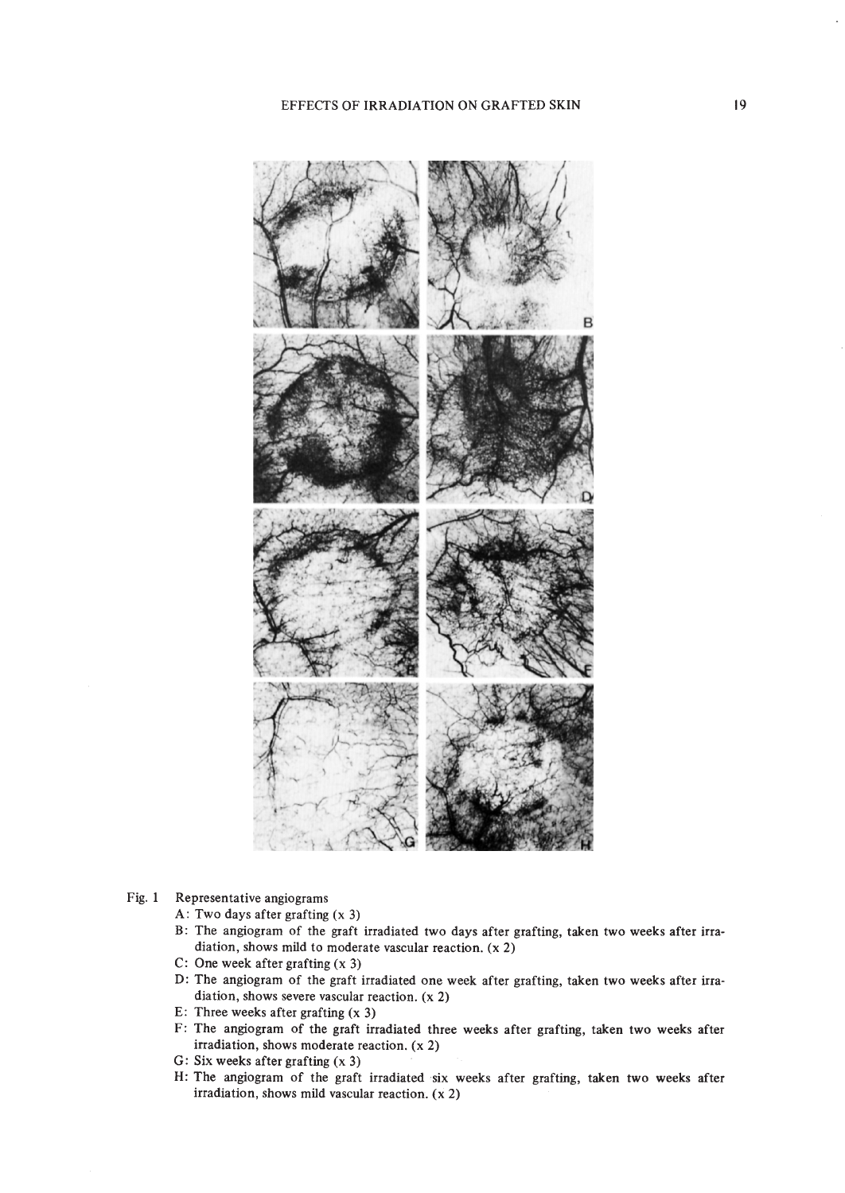Fig. 1 Representative angiograms

A: Two days after grafting (x 3)

B: The angiogram of the graft irradiated two days after grafting, taken two weeks after irradiation, shows mild to moderate vascular reaction. (x 2)

C: One week after grafting (x 3)

D: The angiogram of the graft irradiated one week after grafting, taken two weeks after irradiation, shows severe vascular reaction. (x 2)

E: Three weeks after grafting (x 3)

F: The angiogram of the graft irradiated three weeks after grafting, taken two weeks after irradiation, shows moderate reaction. (x 2)

G: Six weeks after grafting (x 3)

H: The angiogram of the graft irradiated six weeks after grafting, taken two weeks after irradiation, shows mild vascular reaction. (x 2)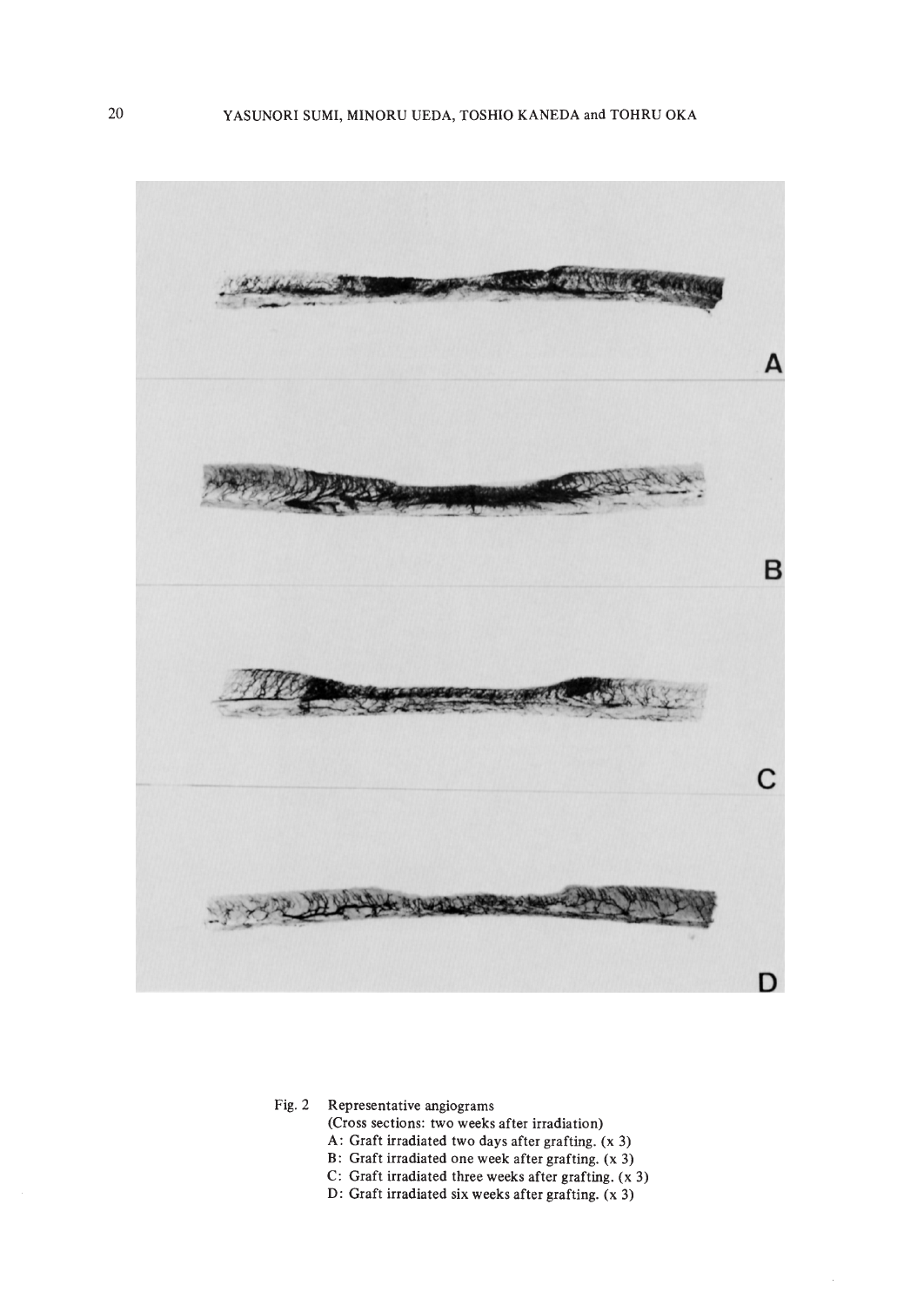Fig. 2 Representative angiograms
(Cross sections: two weeks after irradiation)
A: Graft irradiated two days after grafting. (x 3)
B: Graft irradiated one week after grafting. (x 3)
C: Graft irradiated three weeks after grafting. (x 3)
D: Graft irradiated six weeks after grafting. (x 3)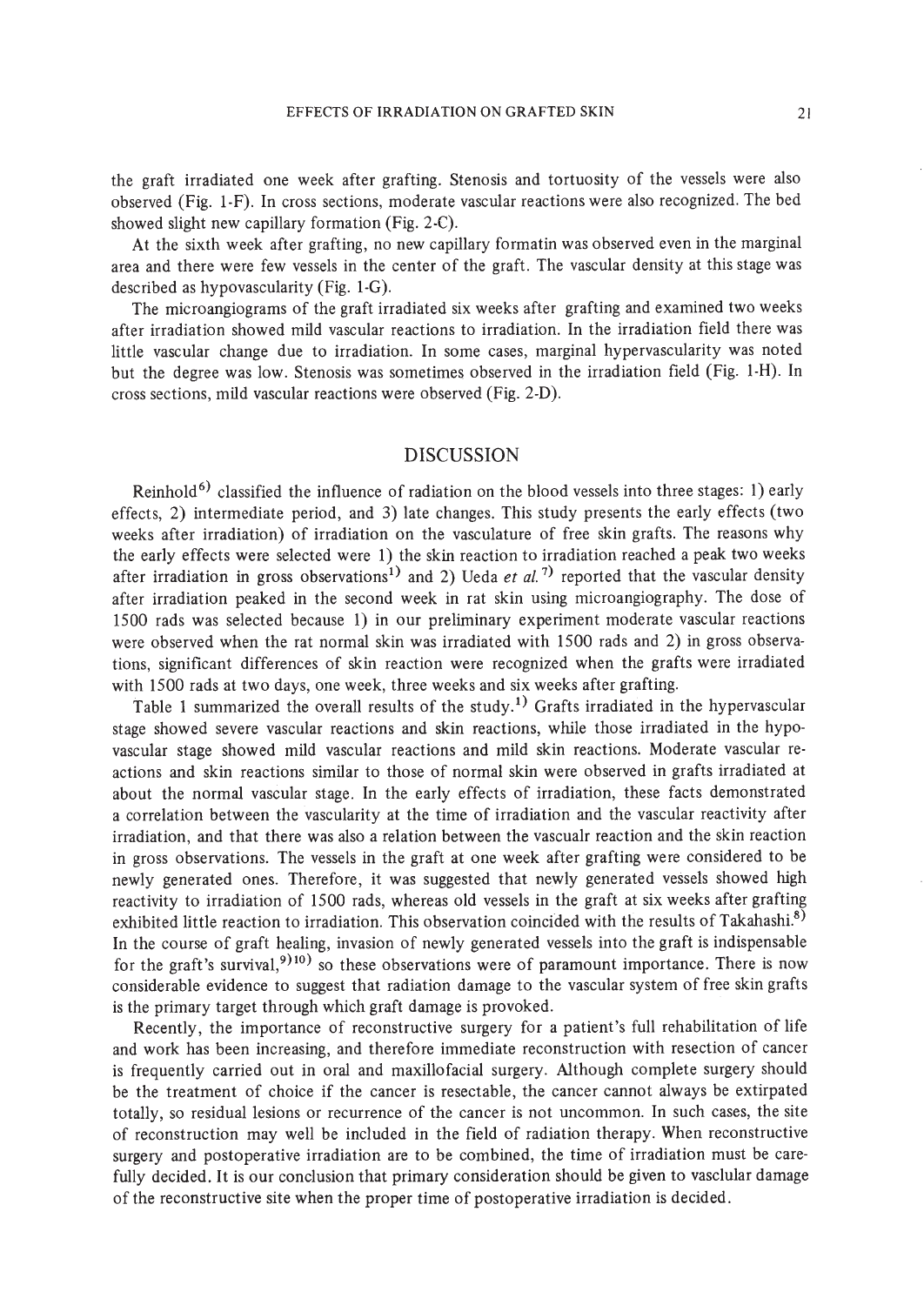the graft irradiated one week after grafting. Stenosis and tortuosity of the vessels were also observed (Fig. 1-F). In cross sections, moderate vascular reactions were also recognized. The bed showed slight new capillary formation (Fig. 2-C).

At the sixth week after grafting, no new capillary formatin was observed even in the marginal area and there were few vessels in the center of the graft. The vascular density at this stage was described as hypovascularity (Fig. 1-G).

The microangiograms of the graft irradiated six weeks after grafting and examined two weeks after irradiation showed mild vascular reactions to irradiation. In the irradiation field there was little vascular change due to irradiation. In some cases, marginal hypervascularity was noted but the degree was low. Stenosis was sometimes observed in the irradiation field (Fig. 1-H). In cross sections, mild vascular reactions were observed (Fig. 2-D).

## DISCUSSION

Reinhold[6] classified the influence of radiation on the blood vessels into three stages: 1) early effects, 2) intermediate period, and 3) late changes. This study presents the early effects (two weeks after irradiation) of irradiation on the vasculature of free skin grafts. The reasons why the early effects were selected were 1) the skin reaction to irradiation reached a peak two weeks after irradiation in gross observations[1] and 2) Ueda *et al.*[7] reported that the vascular density after irradiation peaked in the second week in rat skin using microangiography. The dose of 1500 rads was selected because 1) in our preliminary experiment moderate vascular reactions were observed when the rat normal skin was irradiated with 1500 rads and 2) in gross observations, significant differences of skin reaction were recognized when the grafts were irradiated with 1500 rads at two days, one week, three weeks and six weeks after grafting.

Table 1 summarized the overall results of the study.[1] Grafts irradiated in the hypervascular stage showed severe vascular reactions and skin reactions, while those irradiated in the hypovascular stage showed mild vascular reactions and mild skin reactions. Moderate vascular reactions and skin reactions similar to those of normal skin were observed in grafts irradiated at about the normal vascular stage. In the early effects of irradiation, these facts demonstrated a correlation between the vascularity at the time of irradiation and the vascular reactivity after irradiation, and that there was also a relation between the vascualr reaction and the skin reaction in gross observations. The vessels in the graft at one week after grafting were considered to be newly generated ones. Therefore, it was suggested that newly generated vessels showed high reactivity to irradiation of 1500 rads, whereas old vessels in the graft at six weeks after grafting exhibited little reaction to irradiation. This observation coincided with the results of Takahashi.[8] In the course of graft healing, invasion of newly generated vessels into the graft is indispensable for the graft's survival,[9][10] so these observations were of paramount importance. There is now considerable evidence to suggest that radiation damage to the vascular system of free skin grafts is the primary target through which graft damage is provoked.

Recently, the importance of reconstructive surgery for a patient's full rehabilitation of life and work has been increasing, and therefore immediate reconstruction with resection of cancer is frequently carried out in oral and maxillofacial surgery. Although complete surgery should be the treatment of choice if the cancer is resectable, the cancer cannot always be extirpated totally, so residual lesions or recurrence of the cancer is not uncommon. In such cases, the site of reconstruction may well be included in the field of radiation therapy. When reconstructive surgery and postoperative irradiation are to be combined, the time of irradiation must be carefully decided. It is our conclusion that primary consideration should be given to vasclular damage of the reconstructive site when the proper time of postoperative irradiation is decided.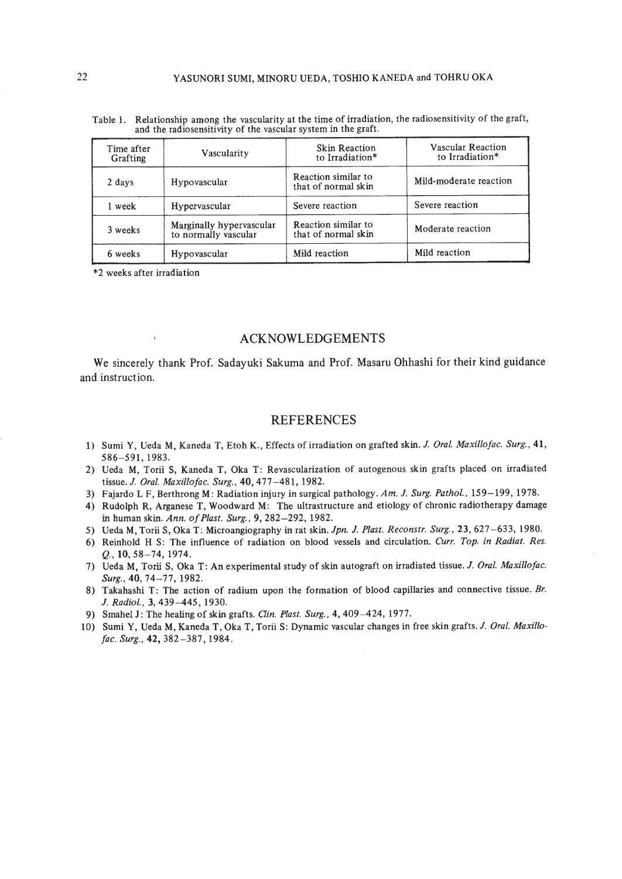Table 1. Relationship among the vascularity at the time of irradiation, the radiosensitivity of the graft, and the radiosensitivity of the vascular system in the graft.

| Time after Grafting | Vascularity | Skin Reaction to Irradiation* | Vascular Reaction to Irradiation* |
|---|---|---|---|
| 2 days | Hypovascular | Reaction similar to that of normal skin | Mild-moderate reaction |
| 1 week | Hypervascular | Severe reaction | Severe reaction |
| 3 weeks | Marginally hypervascular to normally vascular | Reaction similar to that of normal skin | Moderate reaction |
| 6 weeks | Hypovascular | Mild reaction | Mild reaction |

*2 weeks after irradiation

## ACKNOWLEDGEMENTS

We sincerely thank Prof. Sadayuki Sakuma and Prof. Masaru Ohhashi for their kind guidance and instruction.

## REFERENCES

1) Sumi Y, Ueda M, Kaneda T, Etoh K., Effects of irradiation on grafted skin. *J. Oral. Maxillofac. Surg.*, **41**, 586–591, 1983.
2) Ueda M, Torii S, Kaneda T, Oka T: Revascularization of autogenous skin grafts placed on irradiated tissue. *J. Oral. Maxillofac. Surg.*, **40**, 477–481, 1982.
3) Fajardo L F, Berthrong M: Radiation injury in surgical pathology. *Am. J. Surg. Pathol.*, 159–199, 1978.
4) Rudolph R, Arganese T, Woodward M: The ultrastructure and etiology of chronic radiotherapy damage in human skin. *Ann. of Plast. Surg.*, **9**, 282–292, 1982.
5) Ueda M, Torii S, Oka T: Microangiography in rat skin. *Jpn. J. Plast. Reconstr. Surg.*, **23**, 627–633, 1980.
6) Reinhold H S: The influence of radiation on blood vessels and circulation. *Curr. Top. in Radiat. Res. Q.*, **10**, 58–74, 1974.
7) Ueda M, Torii S, Oka T: An experimental study of skin autograft on irradiated tissue. *J. Oral. Maxillofac. Surg.*, **40**, 74–77, 1982.
8) Takahashi T: The action of radium upon the formation of blood capillaries and connective tissue. *Br. J. Radiol.*, **3**, 439–445, 1930.
9) Smahel J: The healing of skin grafts. *Clin. Plast. Surg.*, **4**, 409–424, 1977.
10) Sumi Y, Ueda M, Kaneda T, Oka T, Torii S: Dynamic vascular changes in free skin grafts. *J. Oral. Maxillofac. Surg.*, **42**, 382–387, 1984.